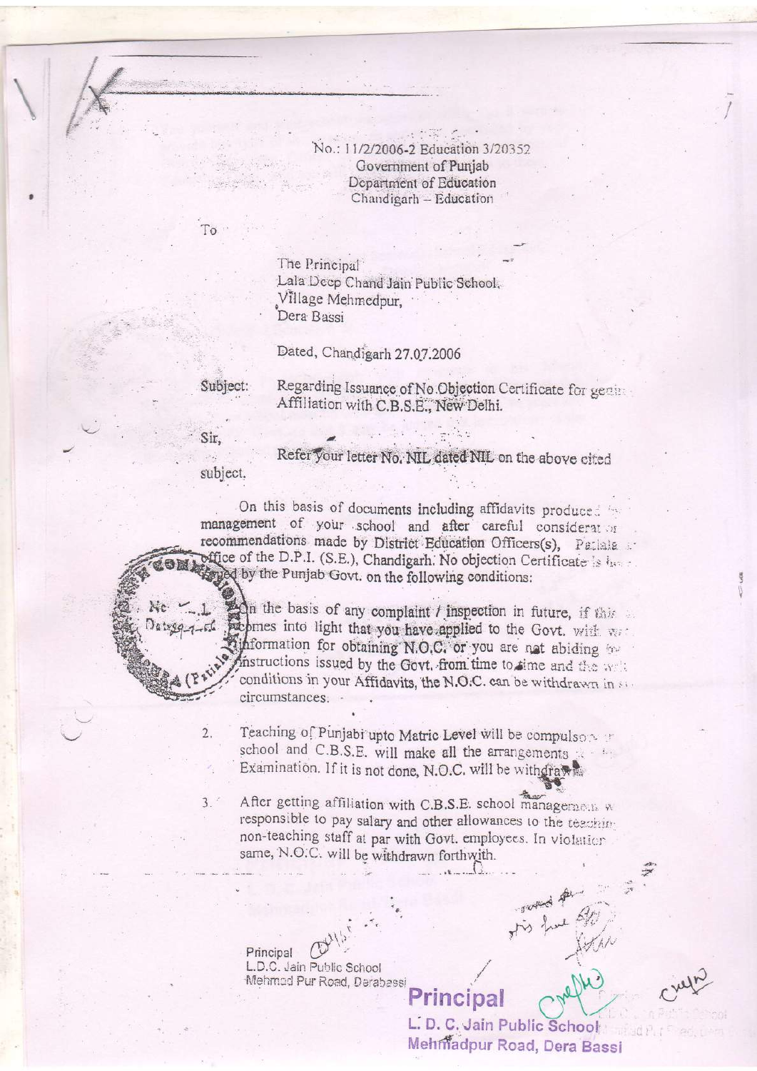No.: 11/2/2006-2 Education 3/20352
Government of Punjab
Department of Education
Chandigarh – Education

To

The Principal
Lala Deep Chand Jain Public School,
Village Mehmedpur,
Dera Bassi

Dated, Chandigarh 27.07.2006

Subject: Regarding Issuance of No Objection Certificate for getting Affiliation with C.B.S.E., New Delhi.

Sir,

Refer your letter No. NIL dated NIL on the above cited subject.

On this basis of documents including affidavits produced by management of your school and after careful consideration of recommendations made by District Education Officers(s), Patiala office of the D.P.I. (S.E.), Chandigarh. No objection Certificate is issued by the Punjab Govt. on the following conditions:

1. On the basis of any complaint / inspection in future, if this comes into light that you have applied to the Govt. with wrong information for obtaining N.O.C. or you are not abiding by instructions issued by the Govt. from time to time and the conditions in your Affidavits, the N.O.C. can be withdrawn in such circumstances.

2. Teaching of Punjabi upto Matric Level will be compulsory in school and C.B.S.E. will make all the arrangements for Examination. If it is not done, N.O.C. will be withdrawn.

3. After getting affiliation with C.B.S.E. school management will be responsible to pay salary and other allowances to the teaching/non-teaching staff at par with Govt. employees. In violation of same, N.O.C. will be withdrawn forthwith.

Principal
L.D.C. Jain Public School
Mehmad Pur Road, Derabassi

**Principal**
L. D. C. Jain Public School
Mehmadpur Road, Dera Bassi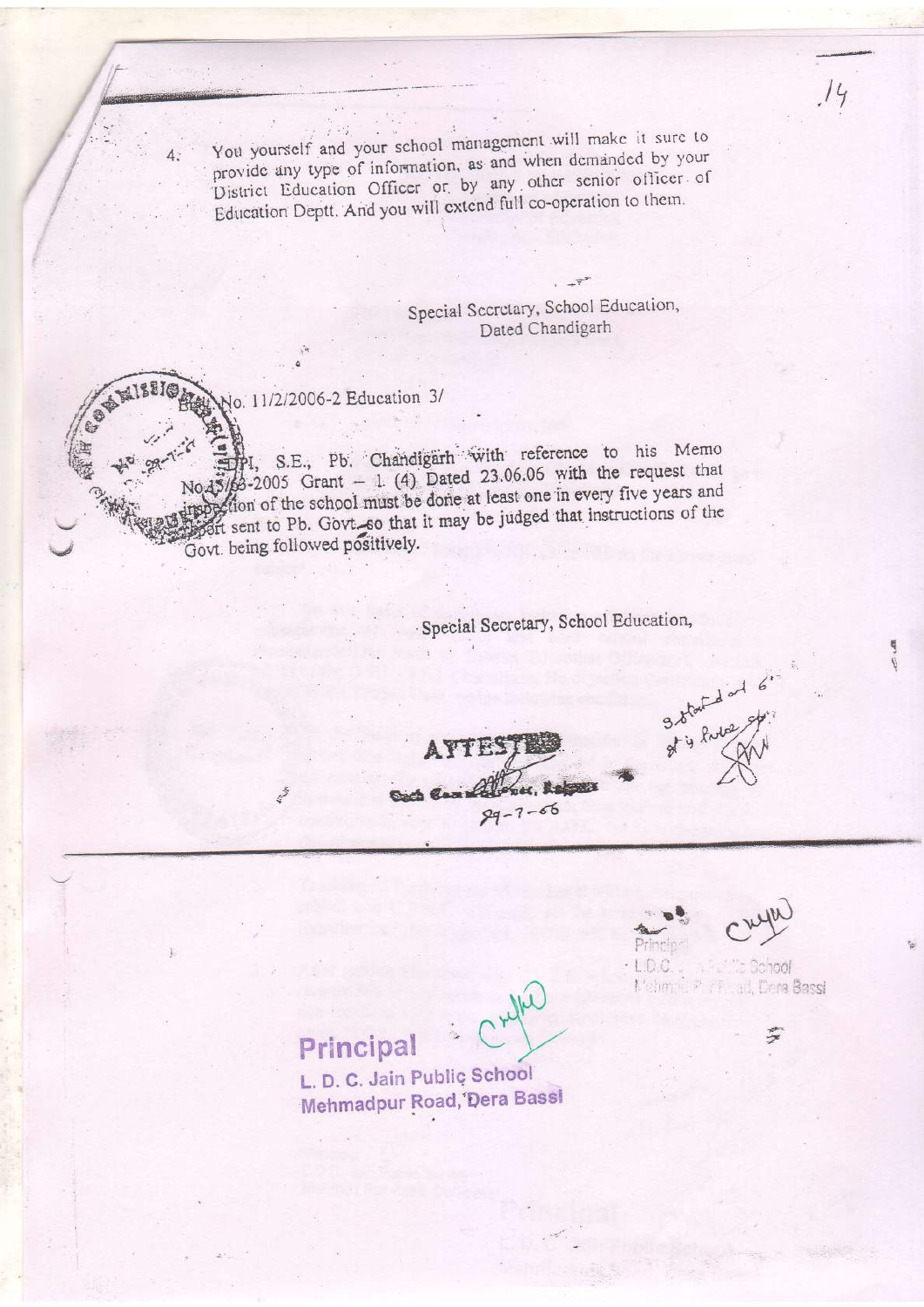4. You yourself and your school management will make it sure to provide any type of information, as and when demanded by your District Education Officer or by any other senior officer of Education Deptt. And you will extend full co-operation to them.

Special Secretary, School Education,
Dated Chandigarh

No. 11/2/2006-2 Education 3/

DPI, S.E., Pb. Chandigarh with reference to his Memo No.13/63-2005 Grant – 1. (4) Dated 23.06.06 with the request that inspection of the school must be done at least one in every five years and report sent to Pb. Govt. so that it may be judged that instructions of the Govt. being followed positively.

Special Secretary, School Education,

ATTESTED

29-7-06

**Principal**
**L. D. C. Jain Public School**
**Mehmadpur Road, Dera Bassi**